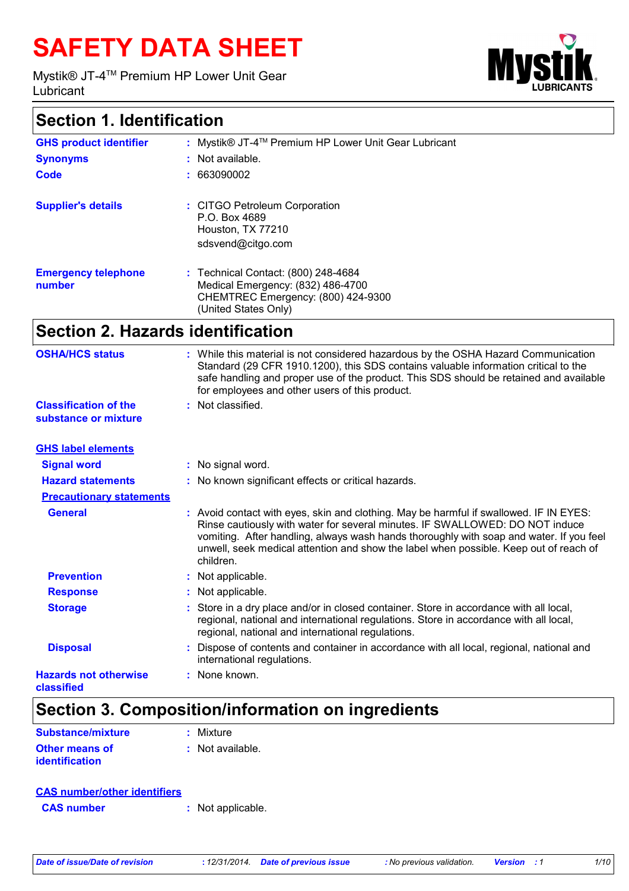# SAFETY DATA SHEET

Mystik® JT-4™ Premium HP Lower Unit Gear Lubricant

## Section 1. Identification

| | |
|---|---|
| **GHS product identifier** | : Mystik® JT-4™ Premium HP Lower Unit Gear Lubricant |
| **Synonyms** | : Not available. |
| **Code** | : 663090002 |
| **Supplier's details** | : CITGO Petroleum Corporation<br>P.O. Box 4689<br>Houston, TX 77210<br>sdsvend@citgo.com |
| **Emergency telephone number** | : Technical Contact: (800) 248-4684<br>Medical Emergency: (832) 486-4700<br>CHEMTREC Emergency: (800) 424-9300<br>(United States Only) |

## Section 2. Hazards identification

| | |
|---|---|
| **OSHA/HCS status** | : While this material is not considered hazardous by the OSHA Hazard Communication Standard (29 CFR 1910.1200), this SDS contains valuable information critical to the safe handling and proper use of the product. This SDS should be retained and available for employees and other users of this product. |
| **Classification of the substance or mixture** | : Not classified. |

**GHS label elements**

| | |
|---|---|
| **Signal word** | : No signal word. |
| **Hazard statements** | : No known significant effects or critical hazards. |

**Precautionary statements**

| | |
|---|---|
| **General** | : Avoid contact with eyes, skin and clothing. May be harmful if swallowed. IF IN EYES: Rinse cautiously with water for several minutes. IF SWALLOWED: DO NOT induce vomiting. After handling, always wash hands thoroughly with soap and water. If you feel unwell, seek medical attention and show the label when possible. Keep out of reach of children. |
| **Prevention** | : Not applicable. |
| **Response** | : Not applicable. |
| **Storage** | : Store in a dry place and/or in closed container. Store in accordance with all local, regional, national and international regulations. Store in accordance with all local, regional, national and international regulations. |
| **Disposal** | : Dispose of contents and container in accordance with all local, regional, national and international regulations. |
| **Hazards not otherwise classified** | : None known. |

## Section 3. Composition/information on ingredients

| | |
|---|---|
| **Substance/mixture** | : Mixture |
| **Other means of identification** | : Not available. |

**CAS number/other identifiers**

| | |
|---|---|
| **CAS number** | : Not applicable. |

*Date of issue/Date of revision* : 12/31/2014. *Date of previous issue* : No previous validation. *Version* : 1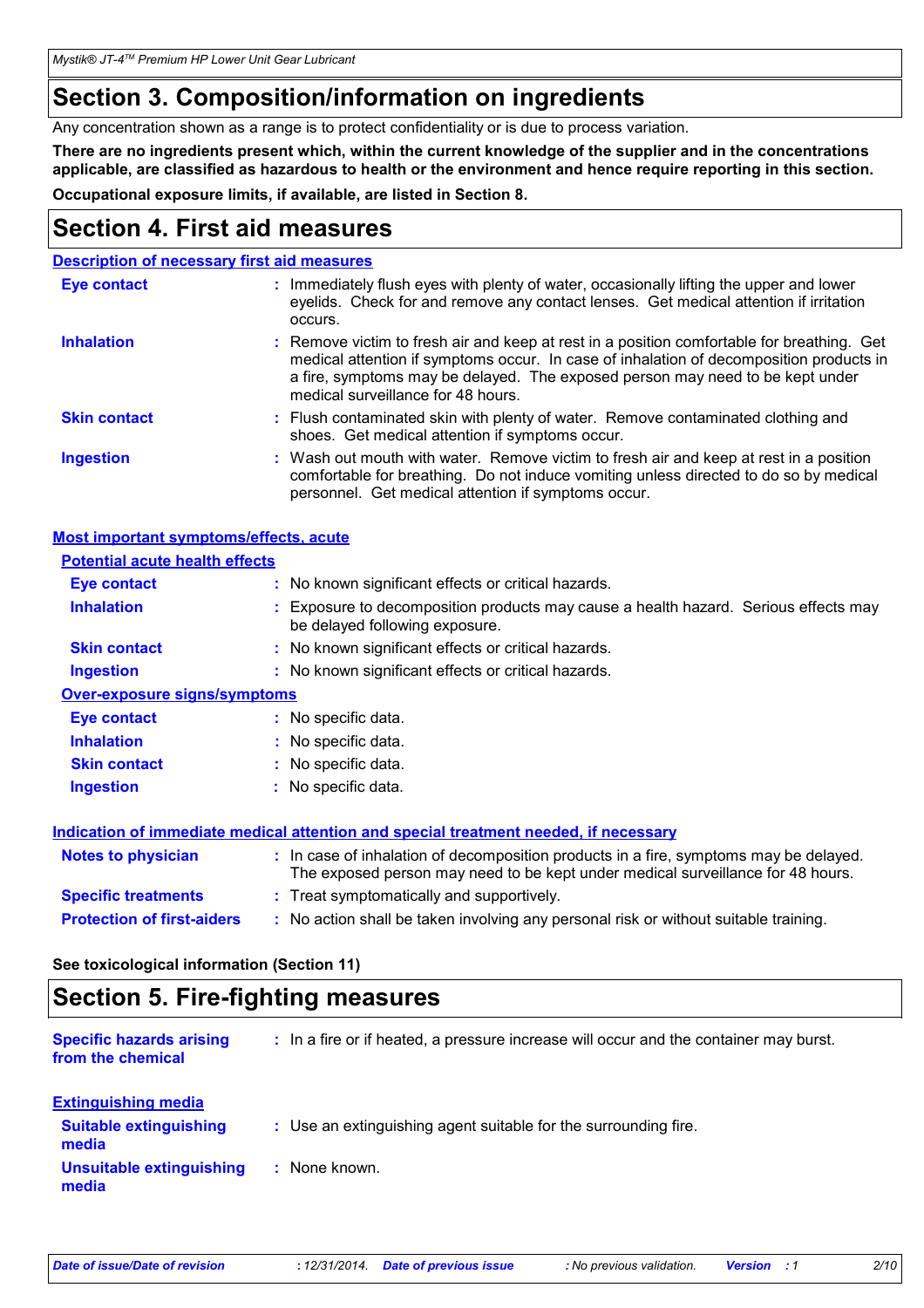## Section 3. Composition/information on ingredients

Any concentration shown as a range is to protect confidentiality or is due to process variation.

**There are no ingredients present which, within the current knowledge of the supplier and in the concentrations applicable, are classified as hazardous to health or the environment and hence require reporting in this section.**

**Occupational exposure limits, if available, are listed in Section 8.**

## Section 4. First aid measures

### Description of necessary first aid measures

**Eye contact** : Immediately flush eyes with plenty of water, occasionally lifting the upper and lower eyelids. Check for and remove any contact lenses. Get medical attention if irritation occurs.

**Inhalation** : Remove victim to fresh air and keep at rest in a position comfortable for breathing. Get medical attention if symptoms occur. In case of inhalation of decomposition products in a fire, symptoms may be delayed. The exposed person may need to be kept under medical surveillance for 48 hours.

**Skin contact** : Flush contaminated skin with plenty of water. Remove contaminated clothing and shoes. Get medical attention if symptoms occur.

**Ingestion** : Wash out mouth with water. Remove victim to fresh air and keep at rest in a position comfortable for breathing. Do not induce vomiting unless directed to do so by medical personnel. Get medical attention if symptoms occur.

### Most important symptoms/effects, acute

#### Potential acute health effects

**Eye contact** : No known significant effects or critical hazards.

**Inhalation** : Exposure to decomposition products may cause a health hazard. Serious effects may be delayed following exposure.

**Skin contact** : No known significant effects or critical hazards.

**Ingestion** : No known significant effects or critical hazards.

#### Over-exposure signs/symptoms

**Eye contact** : No specific data.

**Inhalation** : No specific data.

**Skin contact** : No specific data.

**Ingestion** : No specific data.

### Indication of immediate medical attention and special treatment needed, if necessary

**Notes to physician** : In case of inhalation of decomposition products in a fire, symptoms may be delayed. The exposed person may need to be kept under medical surveillance for 48 hours.

**Specific treatments** : Treat symptomatically and supportively.

**Protection of first-aiders** : No action shall be taken involving any personal risk or without suitable training.

**See toxicological information (Section 11)**

## Section 5. Fire-fighting measures

**Specific hazards arising from the chemical** : In a fire or if heated, a pressure increase will occur and the container may burst.

### Extinguishing media

**Suitable extinguishing media** : Use an extinguishing agent suitable for the surrounding fire.

**Unsuitable extinguishing media** : None known.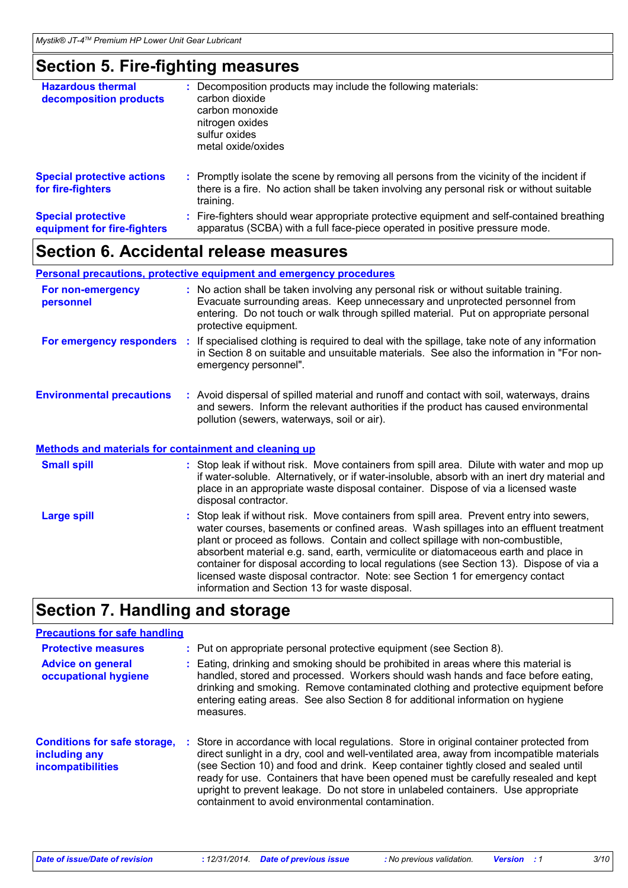## Section 5. Fire-fighting measures

**Hazardous thermal decomposition products** : Decomposition products may include the following materials:
carbon dioxide
carbon monoxide
nitrogen oxides
sulfur oxides
metal oxide/oxides

**Special protective actions for fire-fighters** : Promptly isolate the scene by removing all persons from the vicinity of the incident if there is a fire. No action shall be taken involving any personal risk or without suitable training.

**Special protective equipment for fire-fighters** : Fire-fighters should wear appropriate protective equipment and self-contained breathing apparatus (SCBA) with a full face-piece operated in positive pressure mode.

## Section 6. Accidental release measures

### Personal precautions, protective equipment and emergency procedures

**For non-emergency personnel** : No action shall be taken involving any personal risk or without suitable training. Evacuate surrounding areas. Keep unnecessary and unprotected personnel from entering. Do not touch or walk through spilled material. Put on appropriate personal protective equipment.

**For emergency responders** : If specialised clothing is required to deal with the spillage, take note of any information in Section 8 on suitable and unsuitable materials. See also the information in "For non-emergency personnel".

**Environmental precautions** : Avoid dispersal of spilled material and runoff and contact with soil, waterways, drains and sewers. Inform the relevant authorities if the product has caused environmental pollution (sewers, waterways, soil or air).

### Methods and materials for containment and cleaning up

**Small spill** : Stop leak if without risk. Move containers from spill area. Dilute with water and mop up if water-soluble. Alternatively, or if water-insoluble, absorb with an inert dry material and place in an appropriate waste disposal container. Dispose of via a licensed waste disposal contractor.

**Large spill** : Stop leak if without risk. Move containers from spill area. Prevent entry into sewers, water courses, basements or confined areas. Wash spillages into an effluent treatment plant or proceed as follows. Contain and collect spillage with non-combustible, absorbent material e.g. sand, earth, vermiculite or diatomaceous earth and place in container for disposal according to local regulations (see Section 13). Dispose of via a licensed waste disposal contractor. Note: see Section 1 for emergency contact information and Section 13 for waste disposal.

## Section 7. Handling and storage

### Precautions for safe handling

**Protective measures** : Put on appropriate personal protective equipment (see Section 8).

**Advice on general occupational hygiene** : Eating, drinking and smoking should be prohibited in areas where this material is handled, stored and processed. Workers should wash hands and face before eating, drinking and smoking. Remove contaminated clothing and protective equipment before entering eating areas. See also Section 8 for additional information on hygiene measures.

**Conditions for safe storage, including any incompatibilities** : Store in accordance with local regulations. Store in original container protected from direct sunlight in a dry, cool and well-ventilated area, away from incompatible materials (see Section 10) and food and drink. Keep container tightly closed and sealed until ready for use. Containers that have been opened must be carefully resealed and kept upright to prevent leakage. Do not store in unlabeled containers. Use appropriate containment to avoid environmental contamination.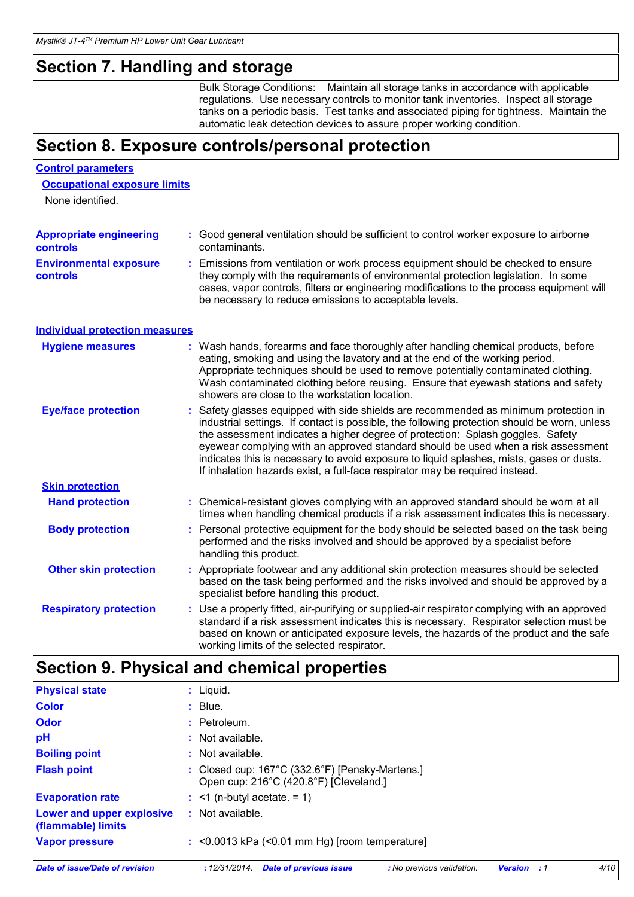## Section 7. Handling and storage

Bulk Storage Conditions: Maintain all storage tanks in accordance with applicable regulations. Use necessary controls to monitor tank inventories. Inspect all storage tanks on a periodic basis. Test tanks and associated piping for tightness. Maintain the automatic leak detection devices to assure proper working condition.

## Section 8. Exposure controls/personal protection

### Control parameters

#### Occupational exposure limits

None identified.

**Appropriate engineering controls** : Good general ventilation should be sufficient to control worker exposure to airborne contaminants.

**Environmental exposure controls** : Emissions from ventilation or work process equipment should be checked to ensure they comply with the requirements of environmental protection legislation. In some cases, vapor controls, filters or engineering modifications to the process equipment will be necessary to reduce emissions to acceptable levels.

### Individual protection measures

**Hygiene measures** : Wash hands, forearms and face thoroughly after handling chemical products, before eating, smoking and using the lavatory and at the end of the working period. Appropriate techniques should be used to remove potentially contaminated clothing. Wash contaminated clothing before reusing. Ensure that eyewash stations and safety showers are close to the workstation location.

**Eye/face protection** : Safety glasses equipped with side shields are recommended as minimum protection in industrial settings. If contact is possible, the following protection should be worn, unless the assessment indicates a higher degree of protection: Splash goggles. Safety eyewear complying with an approved standard should be used when a risk assessment indicates this is necessary to avoid exposure to liquid splashes, mists, gases or dusts. If inhalation hazards exist, a full-face respirator may be required instead.

#### Skin protection

**Hand protection** : Chemical-resistant gloves complying with an approved standard should be worn at all times when handling chemical products if a risk assessment indicates this is necessary.

**Body protection** : Personal protective equipment for the body should be selected based on the task being performed and the risks involved and should be approved by a specialist before handling this product.

**Other skin protection** : Appropriate footwear and any additional skin protection measures should be selected based on the task being performed and the risks involved and should be approved by a specialist before handling this product.

**Respiratory protection** : Use a properly fitted, air-purifying or supplied-air respirator complying with an approved standard if a risk assessment indicates this is necessary. Respirator selection must be based on known or anticipated exposure levels, the hazards of the product and the safe working limits of the selected respirator.

## Section 9. Physical and chemical properties

**Physical state** : Liquid.

**Color** : Blue.

**Odor** : Petroleum.

**pH** : Not available.

**Boiling point** : Not available.

**Flash point** : Closed cup: 167°C (332.6°F) [Pensky-Martens.]
Open cup: 216°C (420.8°F) [Cleveland.]

**Evaporation rate** : <1 (n-butyl acetate. = 1)

**Lower and upper explosive (flammable) limits** : Not available.

**Vapor pressure** : <0.0013 kPa (<0.01 mm Hg) [room temperature]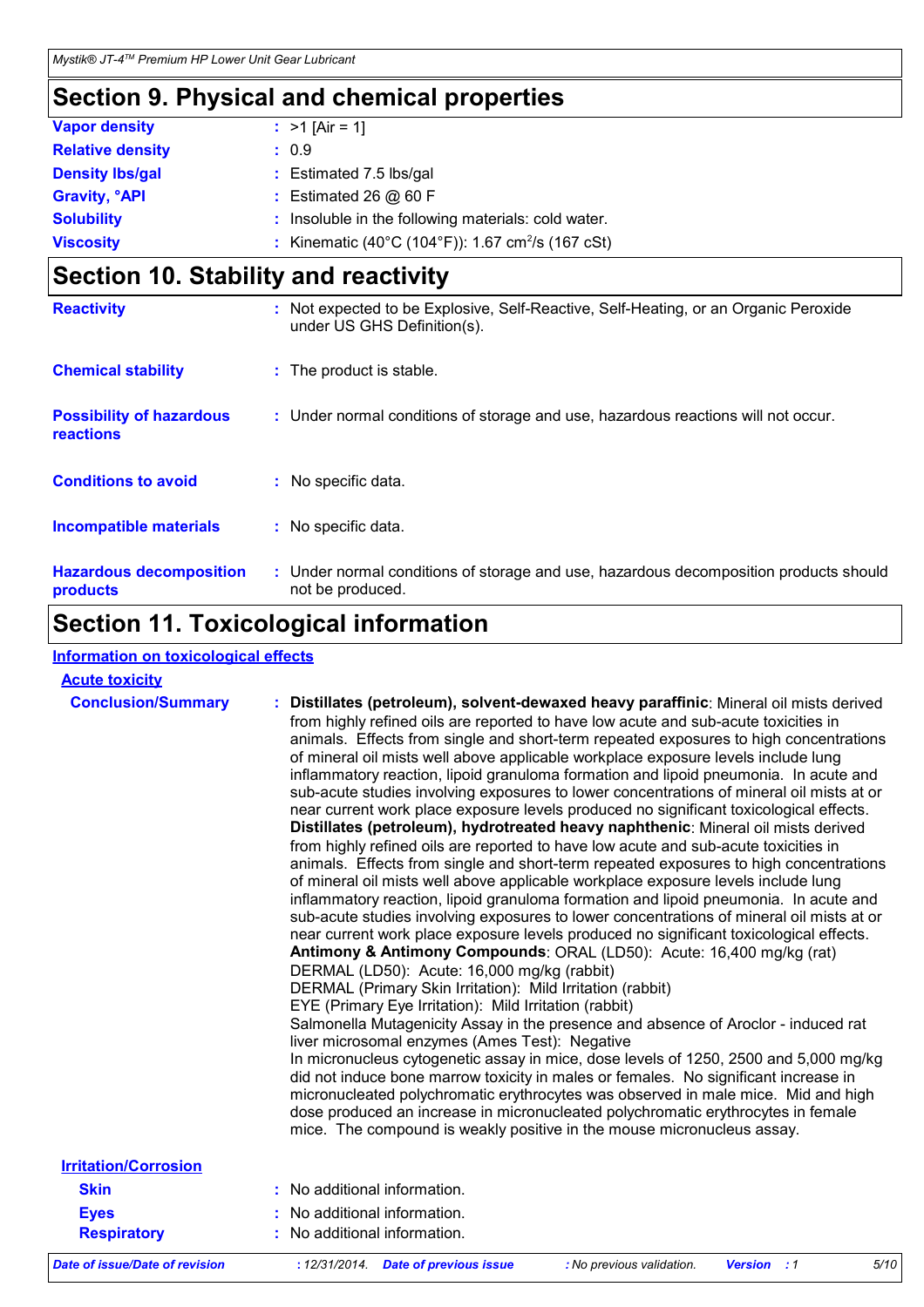## Section 9. Physical and chemical properties

| | |
|---|---|
| **Vapor density** | : >1 [Air = 1] |
| **Relative density** | : 0.9 |
| **Density lbs/gal** | : Estimated 7.5 lbs/gal |
| **Gravity, °API** | : Estimated 26 @ 60 F |
| **Solubility** | : Insoluble in the following materials: cold water. |
| **Viscosity** | : Kinematic (40°C (104°F)): 1.67 $cm^2/s$ (167 cSt) |

## Section 10. Stability and reactivity

| | |
|---|---|
| **Reactivity** | : Not expected to be Explosive, Self-Reactive, Self-Heating, or an Organic Peroxide under US GHS Definition(s). |
| **Chemical stability** | : The product is stable. |
| **Possibility of hazardous reactions** | : Under normal conditions of storage and use, hazardous reactions will not occur. |
| **Conditions to avoid** | : No specific data. |
| **Incompatible materials** | : No specific data. |
| **Hazardous decomposition products** | : Under normal conditions of storage and use, hazardous decomposition products should not be produced. |

## Section 11. Toxicological information

**Information on toxicological effects**

**Acute toxicity**

**Conclusion/Summary** : **Distillates (petroleum), solvent-dewaxed heavy paraffinic**: Mineral oil mists derived from highly refined oils are reported to have low acute and sub-acute toxicities in animals. Effects from single and short-term repeated exposures to high concentrations of mineral oil mists well above applicable workplace exposure levels include lung inflammatory reaction, lipoid granuloma formation and lipoid pneumonia. In acute and sub-acute studies involving exposures to lower concentrations of mineral oil mists at or near current work place exposure levels produced no significant toxicological effects.
**Distillates (petroleum), hydrotreated heavy naphthenic**: Mineral oil mists derived from highly refined oils are reported to have low acute and sub-acute toxicities in animals. Effects from single and short-term repeated exposures to high concentrations of mineral oil mists well above applicable workplace exposure levels include lung inflammatory reaction, lipoid granuloma formation and lipoid pneumonia. In acute and sub-acute studies involving exposures to lower concentrations of mineral oil mists at or near current work place exposure levels produced no significant toxicological effects.
**Antimony & Antimony Compounds**: ORAL (LD50): Acute: 16,400 mg/kg (rat)
DERMAL (LD50): Acute: 16,000 mg/kg (rabbit)
DERMAL (Primary Skin Irritation): Mild Irritation (rabbit)
EYE (Primary Eye Irritation): Mild Irritation (rabbit)
Salmonella Mutagenicity Assay in the presence and absence of Aroclor - induced rat liver microsomal enzymes (Ames Test): Negative
In micronucleus cytogenetic assay in mice, dose levels of 1250, 2500 and 5,000 mg/kg did not induce bone marrow toxicity in males or females. No significant increase in micronucleated polychromatic erythrocytes was observed in male mice. Mid and high dose produced an increase in micronucleated polychromatic erythrocytes in female mice. The compound is weakly positive in the mouse micronucleus assay.

**Irritation/Corrosion**

| | |
|---|---|
| **Skin** | : No additional information. |
| **Eyes** | : No additional information. |
| **Respiratory** | : No additional information. |

*Date of issue/Date of revision* : 12/31/2014. *Date of previous issue* : No previous validation. *Version* : 1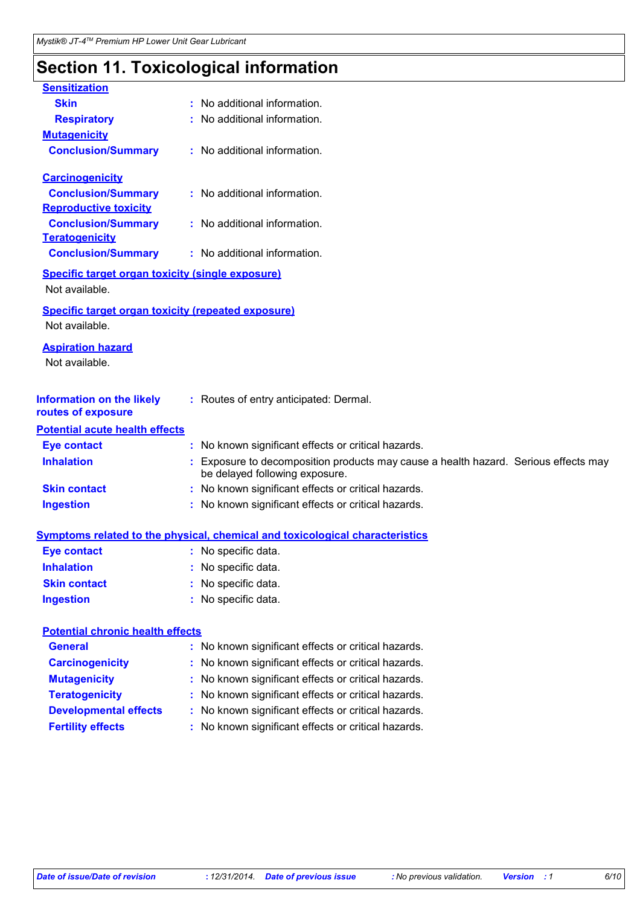# Section 11. Toxicological information

### Sensitization

**Skin** : No additional information.

**Respiratory** : No additional information.

### Mutagenicity

**Conclusion/Summary** : No additional information.

### Carcinogenicity

**Conclusion/Summary** : No additional information.

### Reproductive toxicity

**Conclusion/Summary** : No additional information.

### Teratogenicity

**Conclusion/Summary** : No additional information.

### Specific target organ toxicity (single exposure)

Not available.

### Specific target organ toxicity (repeated exposure)

Not available.

### Aspiration hazard

Not available.

**Information on the likely routes of exposure** : Routes of entry anticipated: Dermal.

### Potential acute health effects

**Eye contact** : No known significant effects or critical hazards.

**Inhalation** : Exposure to decomposition products may cause a health hazard. Serious effects may be delayed following exposure.

**Skin contact** : No known significant effects or critical hazards.

**Ingestion** : No known significant effects or critical hazards.

### Symptoms related to the physical, chemical and toxicological characteristics

**Eye contact** : No specific data.

**Inhalation** : No specific data.

**Skin contact** : No specific data.

**Ingestion** : No specific data.

### Potential chronic health effects

**General** : No known significant effects or critical hazards.

**Carcinogenicity** : No known significant effects or critical hazards.

**Mutagenicity** : No known significant effects or critical hazards.

**Teratogenicity** : No known significant effects or critical hazards.

**Developmental effects** : No known significant effects or critical hazards.

**Fertility effects** : No known significant effects or critical hazards.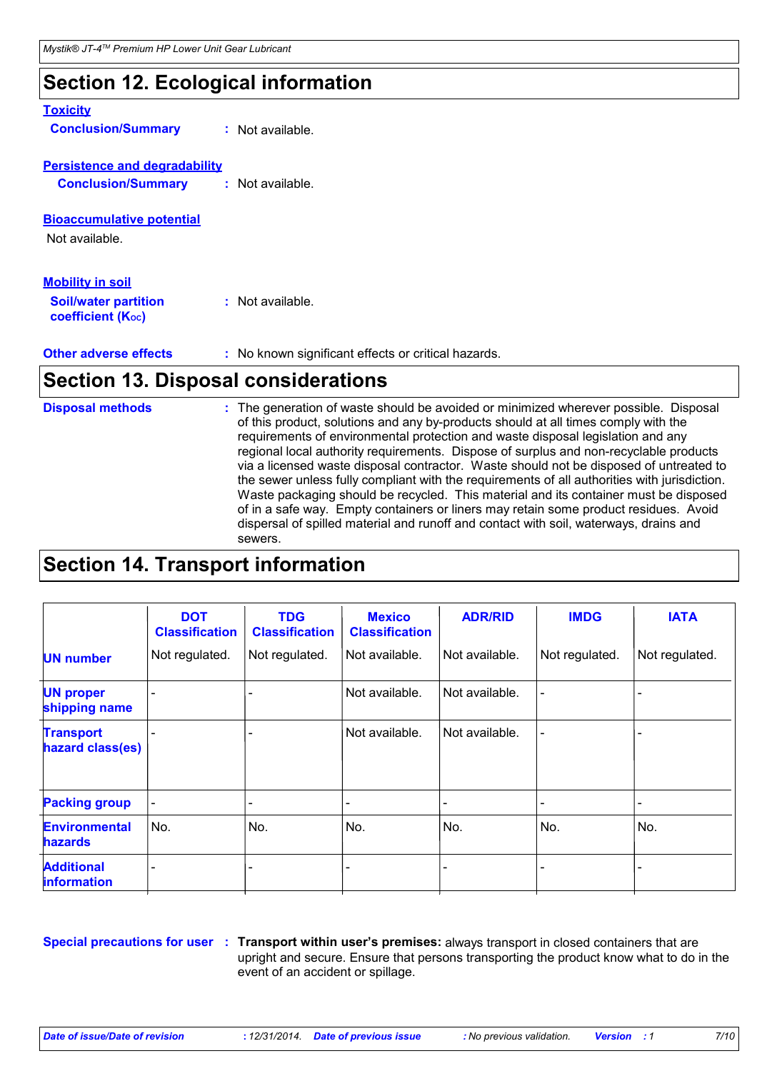## Section 12. Ecological information

**Toxicity**

**Conclusion/Summary** : Not available.

**Persistence and degradability**

**Conclusion/Summary** : Not available.

**Bioaccumulative potential**

Not available.

**Mobility in soil**

**Soil/water partition coefficient ($K_{OC}$)** : Not available.

**Other adverse effects** : No known significant effects or critical hazards.

## Section 13. Disposal considerations

**Disposal methods** : The generation of waste should be avoided or minimized wherever possible. Disposal of this product, solutions and any by-products should at all times comply with the requirements of environmental protection and waste disposal legislation and any regional local authority requirements. Dispose of surplus and non-recyclable products via a licensed waste disposal contractor. Waste should not be disposed of untreated to the sewer unless fully compliant with the requirements of all authorities with jurisdiction. Waste packaging should be recycled. This material and its container must be disposed of in a safe way. Empty containers or liners may retain some product residues. Avoid dispersal of spilled material and runoff and contact with soil, waterways, drains and sewers.

## Section 14. Transport information

| | DOT Classification | TDG Classification | Mexico Classification | ADR/RID | IMDG | IATA |
|---|---|---|---|---|---|---|
| **UN number** | Not regulated. | Not regulated. | Not available. | Not available. | Not regulated. | Not regulated. |
| **UN proper shipping name** | - | - | Not available. | Not available. | - | - |
| **Transport hazard class(es)** | - | - | Not available. | Not available. | - | - |
| **Packing group** | - | - | - | - | - | - |
| **Environmental hazards** | No. | No. | No. | No. | No. | No. |
| **Additional information** | - | - | - | - | - | - |

**Special precautions for user** : **Transport within user's premises:** always transport in closed containers that are upright and secure. Ensure that persons transporting the product know what to do in the event of an accident or spillage.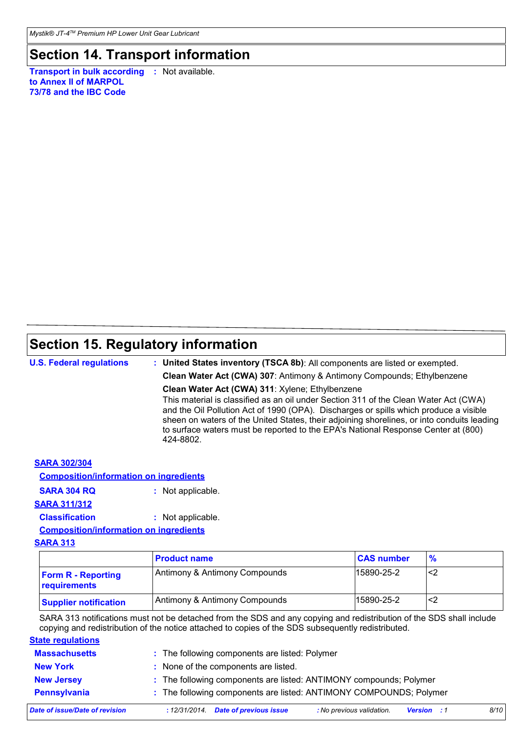# Section 14. Transport information

**Transport in bulk according to Annex II of MARPOL 73/78 and the IBC Code** : Not available.

# Section 15. Regulatory information

**U.S. Federal regulations** : **United States inventory (TSCA 8b)**: All components are listed or exempted.

**Clean Water Act (CWA) 307**: Antimony & Antimony Compounds; Ethylbenzene

**Clean Water Act (CWA) 311**: Xylene; Ethylbenzene

This material is classified as an oil under Section 311 of the Clean Water Act (CWA) and the Oil Pollution Act of 1990 (OPA). Discharges or spills which produce a visible sheen on waters of the United States, their adjoining shorelines, or into conduits leading to surface waters must be reported to the EPA's National Response Center at (800) 424-8802.

**SARA 302/304**

**Composition/information on ingredients**

**SARA 304 RQ** : Not applicable.

**SARA 311/312**

**Classification** : Not applicable.

**Composition/information on ingredients**

**SARA 313**

| | Product name | CAS number | % |
|---|---|---|---|
| **Form R - Reporting requirements** | Antimony & Antimony Compounds | 15890-25-2 | <2 |
| **Supplier notification** | Antimony & Antimony Compounds | 15890-25-2 | <2 |

SARA 313 notifications must not be detached from the SDS and any copying and redistribution of the SDS shall include copying and redistribution of the notice attached to copies of the SDS subsequently redistributed.

**State regulations**

**Massachusetts** : The following components are listed: Polymer

**New York** : None of the components are listed.

**New Jersey** : The following components are listed: ANTIMONY compounds; Polymer

**Pennsylvania** : The following components are listed: ANTIMONY COMPOUNDS; Polymer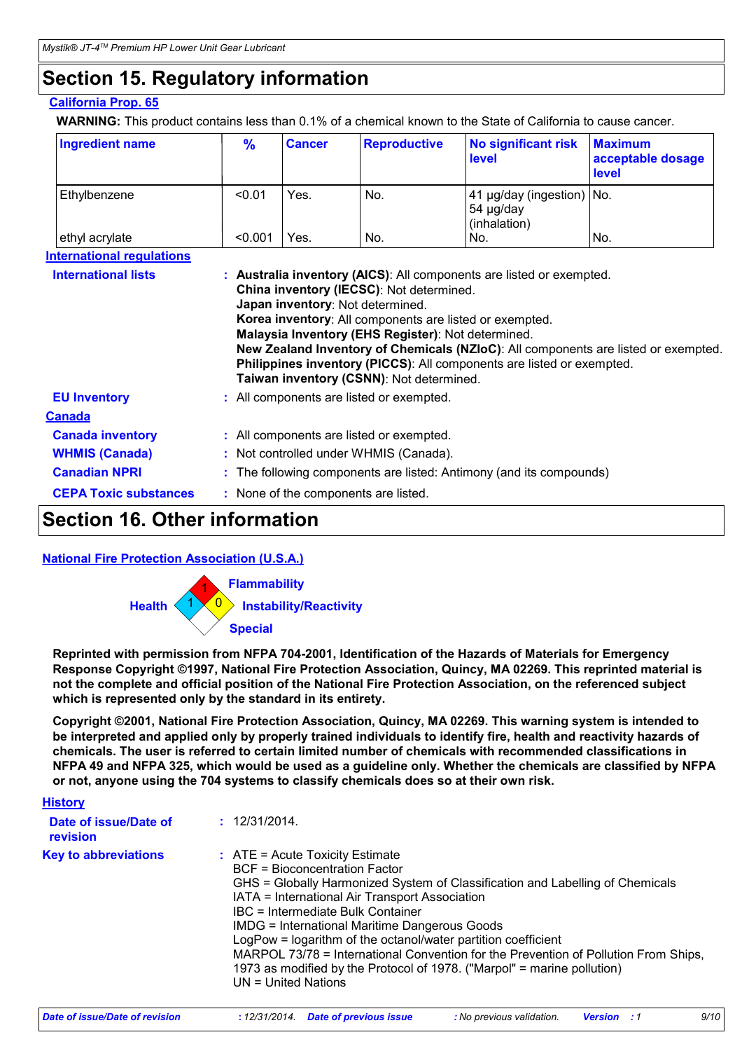## Section 15. Regulatory information

**California Prop. 65**

**WARNING:** This product contains less than 0.1% of a chemical known to the State of California to cause cancer.

| Ingredient name | % | Cancer | Reproductive | No significant risk level | Maximum acceptable dosage level |
|---|---|---|---|---|---|
| Ethylbenzene | <0.01 | Yes. | No. | 41 µg/day (ingestion) 54 µg/day (inhalation) | No. |
| ethyl acrylate | <0.001 | Yes. | No. | No. | No. |

**International regulations**

**International lists** : **Australia inventory (AICS)**: All components are listed or exempted.
**China inventory (IECSC)**: Not determined.
**Japan inventory**: Not determined.
**Korea inventory**: All components are listed or exempted.
**Malaysia Inventory (EHS Register)**: Not determined.
**New Zealand Inventory of Chemicals (NZIoC)**: All components are listed or exempted.
**Philippines inventory (PICCS)**: All components are listed or exempted.
**Taiwan inventory (CSNN)**: Not determined.

**EU Inventory** : All components are listed or exempted.

**Canada**

**Canada inventory** : All components are listed or exempted.

**WHMIS (Canada)** : Not controlled under WHMIS (Canada).

**Canadian NPRI** : The following components are listed: Antimony (and its compounds)

**CEPA Toxic substances** : None of the components are listed.

## Section 16. Other information

**National Fire Protection Association (U.S.A.)**

Flammability: 1
Health: 1
Instability/Reactivity: 0
Special:

**Reprinted with permission from NFPA 704-2001, Identification of the Hazards of Materials for Emergency Response Copyright ©1997, National Fire Protection Association, Quincy, MA 02269. This reprinted material is not the complete and official position of the National Fire Protection Association, on the referenced subject which is represented only by the standard in its entirety.**

**Copyright ©2001, National Fire Protection Association, Quincy, MA 02269. This warning system is intended to be interpreted and applied only by properly trained individuals to identify fire, health and reactivity hazards of chemicals. The user is referred to certain limited number of chemicals with recommended classifications in NFPA 49 and NFPA 325, which would be used as a guideline only. Whether the chemicals are classified by NFPA or not, anyone using the 704 systems to classify chemicals does so at their own risk.**

**History**

**Date of issue/Date of revision** : 12/31/2014.

**Key to abbreviations** : ATE = Acute Toxicity Estimate
BCF = Bioconcentration Factor
GHS = Globally Harmonized System of Classification and Labelling of Chemicals
IATA = International Air Transport Association
IBC = Intermediate Bulk Container
IMDG = International Maritime Dangerous Goods
LogPow = logarithm of the octanol/water partition coefficient
MARPOL 73/78 = International Convention for the Prevention of Pollution From Ships, 1973 as modified by the Protocol of 1978. ("Marpol" = marine pollution)
UN = United Nations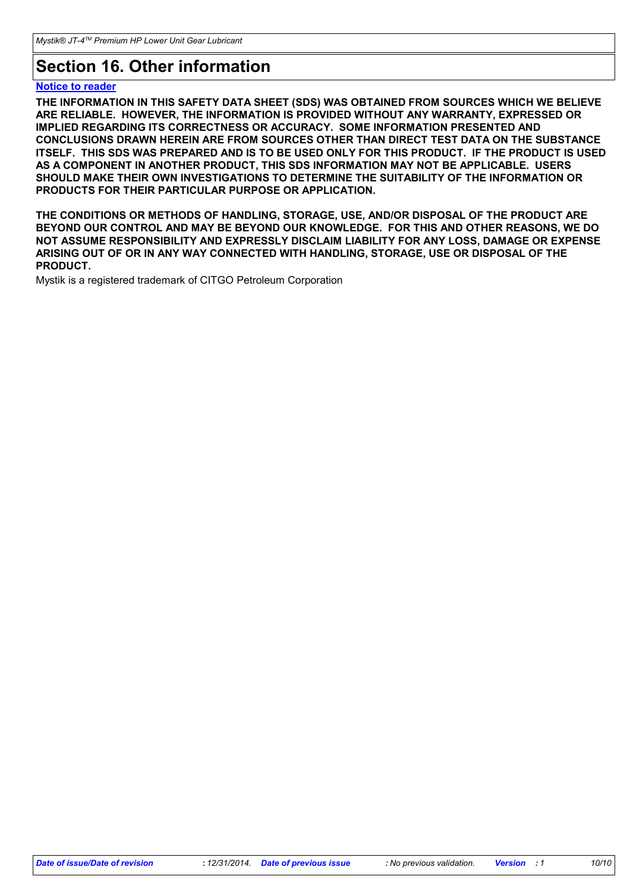# Section 16. Other information

**Notice to reader**

**THE INFORMATION IN THIS SAFETY DATA SHEET (SDS) WAS OBTAINED FROM SOURCES WHICH WE BELIEVE ARE RELIABLE. HOWEVER, THE INFORMATION IS PROVIDED WITHOUT ANY WARRANTY, EXPRESSED OR IMPLIED REGARDING ITS CORRECTNESS OR ACCURACY. SOME INFORMATION PRESENTED AND CONCLUSIONS DRAWN HEREIN ARE FROM SOURCES OTHER THAN DIRECT TEST DATA ON THE SUBSTANCE ITSELF. THIS SDS WAS PREPARED AND IS TO BE USED ONLY FOR THIS PRODUCT. IF THE PRODUCT IS USED AS A COMPONENT IN ANOTHER PRODUCT, THIS SDS INFORMATION MAY NOT BE APPLICABLE. USERS SHOULD MAKE THEIR OWN INVESTIGATIONS TO DETERMINE THE SUITABILITY OF THE INFORMATION OR PRODUCTS FOR THEIR PARTICULAR PURPOSE OR APPLICATION.**

**THE CONDITIONS OR METHODS OF HANDLING, STORAGE, USE, AND/OR DISPOSAL OF THE PRODUCT ARE BEYOND OUR CONTROL AND MAY BE BEYOND OUR KNOWLEDGE. FOR THIS AND OTHER REASONS, WE DO NOT ASSUME RESPONSIBILITY AND EXPRESSLY DISCLAIM LIABILITY FOR ANY LOSS, DAMAGE OR EXPENSE ARISING OUT OF OR IN ANY WAY CONNECTED WITH HANDLING, STORAGE, USE OR DISPOSAL OF THE PRODUCT.**

Mystik is a registered trademark of CITGO Petroleum Corporation